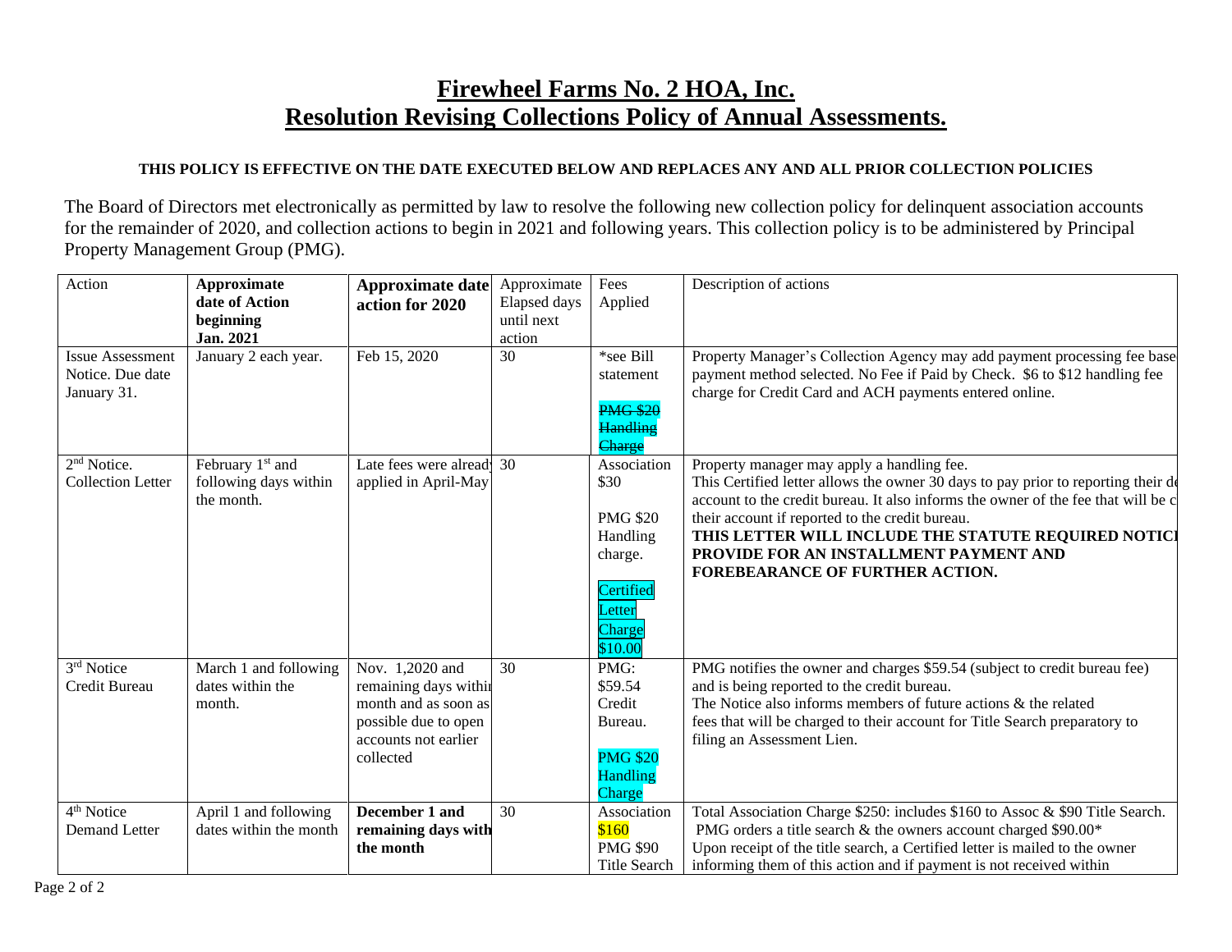# Firewheel Farms No. 2 HOA, Inc.
# Resolution Revising Collections Policy of Annual Assessments.

**THIS POLICY IS EFFECTIVE ON THE DATE EXECUTED BELOW AND REPLACES ANY AND ALL PRIOR COLLECTION POLICIES**

The Board of Directors met electronically as permitted by law to resolve the following new collection policy for delinquent association accounts for the remainder of 2020, and collection actions to begin in 2021 and following years. This collection policy is to be administered by Principal Property Management Group (PMG).

| Action | **Approximate date of Action beginning Jan. 2021** | **Approximate date action for 2020** | Approximate Elapsed days until next action | Fees Applied | Description of actions |
|---|---|---|---|---|---|
| Issue Assessment Notice. Due date January 31. | January 2 each year. | Feb 15, 2020 | 30 | *see Bill statement ~~PMG $20 Handling Charge~~ | Property Manager's Collection Agency may add payment processing fee base payment method selected. No Fee if Paid by Check. $6 to $12 handling fee charge for Credit Card and ACH payments entered online. |
| 2nd Notice. Collection Letter | February 1st and following days within the month. | Late fees were already applied in April-May | 30 | Association $30 PMG $20 Handling charge. Certified Letter Charge $10.00 | Property manager may apply a handling fee. This Certified letter allows the owner 30 days to pay prior to reporting their de account to the credit bureau. It also informs the owner of the fee that will be c their account if reported to the credit bureau. **THIS LETTER WILL INCLUDE THE STATUTE REQUIRED NOTICI PROVIDE FOR AN INSTALLMENT PAYMENT AND FOREBEARANCE OF FURTHER ACTION.** |
| 3rd Notice Credit Bureau | March 1 and following dates within the month. | Nov. 1,2020 and remaining days withi month and as soon as possible due to open accounts not earlier collected | 30 | PMG: $59.54 Credit Bureau. PMG $20 Handling Charge | PMG notifies the owner and charges $59.54 (subject to credit bureau fee) and is being reported to the credit bureau. The Notice also informs members of future actions & the related fees that will be charged to their account for Title Search preparatory to filing an Assessment Lien. |
| 4th Notice Demand Letter | April 1 and following dates within the month | **December 1 and remaining days with the month** | 30 | Association $160 PMG $90 Title Search | Total Association Charge $250: includes $160 to Assoc & $90 Title Search. PMG orders a title search & the owners account charged $90.00* Upon receipt of the title search, a Certified letter is mailed to the owner informing them of this action and if payment is not received within |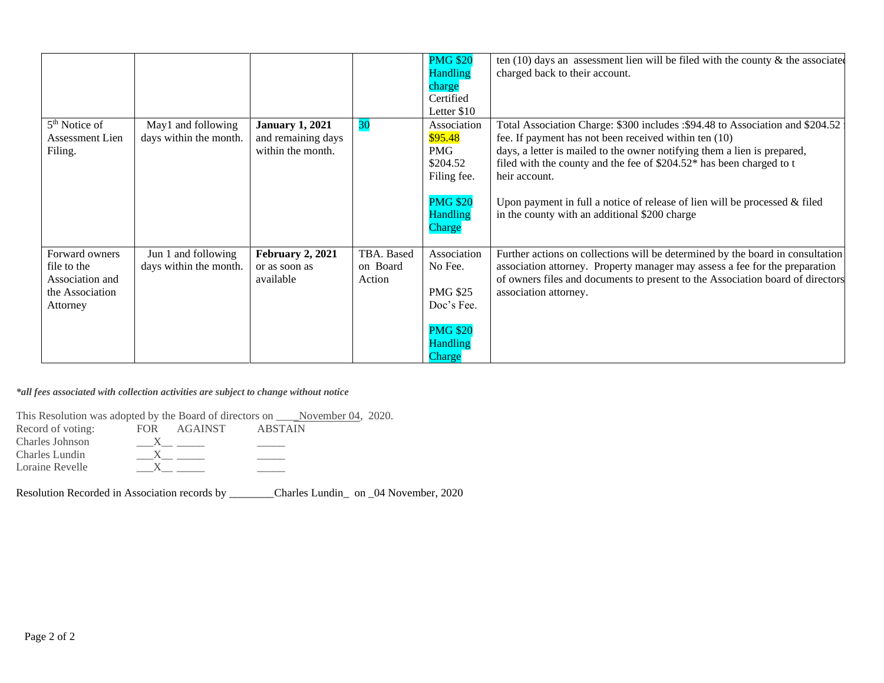| | | | | | |
|---|---|---|---|---|---|
| | | | | PMG $20 Handling charge<br>Certified Letter $10 | ten (10) days an assessment lien will be filed with the county & the associated charged back to their account. |
| 5th Notice of Assessment Lien Filing. | May1 and following days within the month. | **January 1, 2021** and remaining days within the month. | 30 | Association $95.48<br>PMG $204.52 Filing fee.<br><br>PMG $20 Handling Charge | Total Association Charge: $300 includes :$94.48 to Association and $204.52 fee. If payment has not been received within ten (10) days, a letter is mailed to the owner notifying them a lien is prepared, filed with the county and the fee of $204.52* has been charged to their account.<br><br>Upon payment in full a notice of release of lien will be processed & filed in the county with an additional $200 charge |
| Forward owners file to the Association and the Association Attorney | Jun 1 and following days within the month. | **February 2, 2021** or as soon as available | TBA. Based on Board Action | Association No Fee.<br><br>PMG $25 Doc's Fee.<br><br>PMG $20 Handling Charge | Further actions on collections will be determined by the board in consultation association attorney. Property manager may assess a fee for the preparation of owners files and documents to present to the Association board of directors association attorney. |

***all fees associated with collection activities are subject to change without notice***

This Resolution was adopted by the Board of directors on ____November 04, 2020.

| Record of voting: | FOR | AGAINST | ABSTAIN |
|---|---|---|---|
| Charles Johnson | \_\_\_X\_\_ | \_\_\_\_\_ | \_\_\_\_\_ |
| Charles Lundin | \_\_\_X\_\_ | \_\_\_\_\_ | \_\_\_\_\_ |
| Loraine Revelle | \_\_\_X\_\_ | \_\_\_\_\_ | \_\_\_\_\_ |

Resolution Recorded in Association records by ________Charles Lundin_ on _04 November, 2020